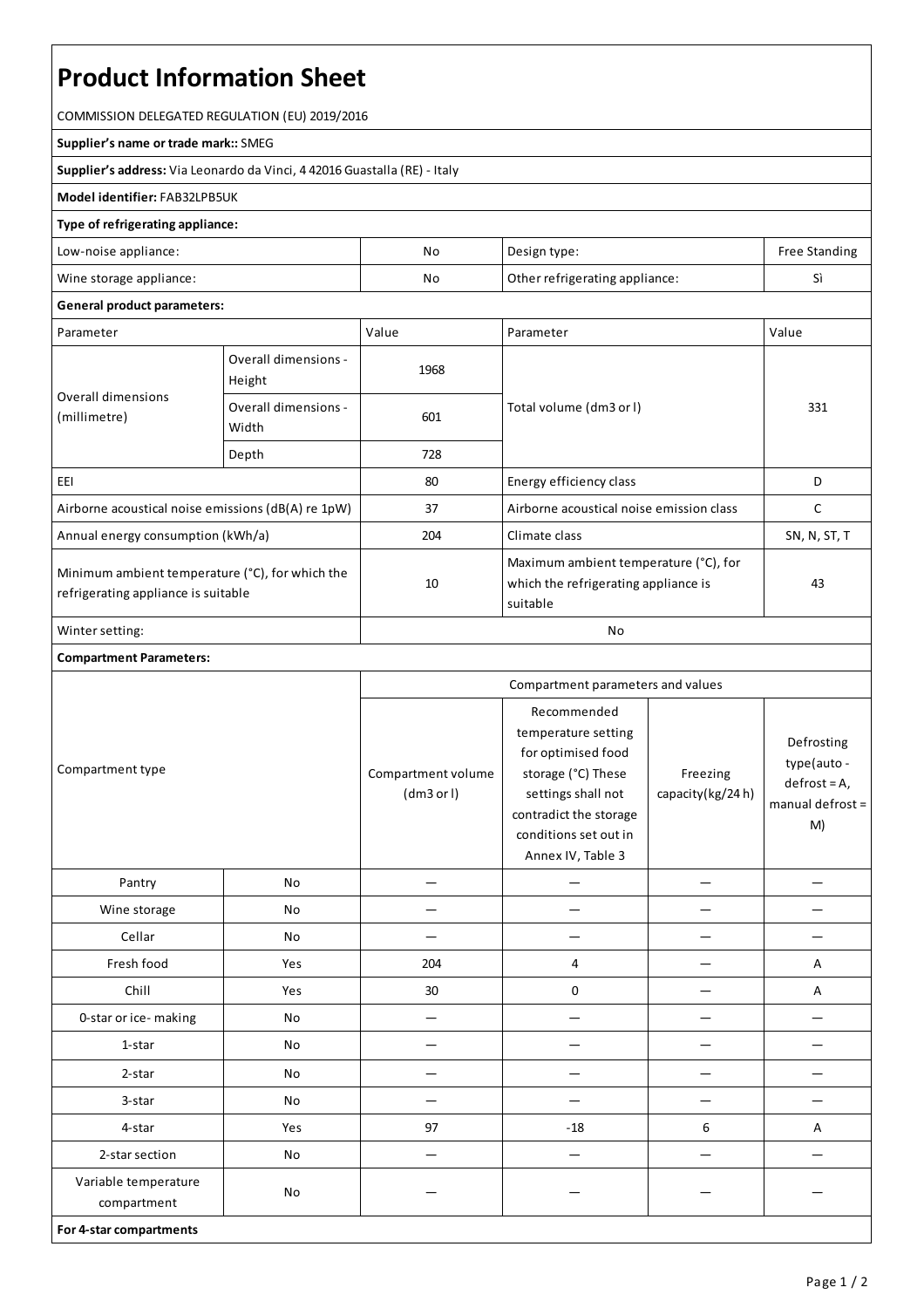# Product Information Sheet

COMMISSION DELEGATED REGULATION (EU) 2019/2016

**Supplier's name or trade mark::** SMEG

**Supplier's address:** Via Leonardo da Vinci, 4 42016 Guastalla (RE) - Italy

**Model identifier:** FAB32LPB5UK

**Type of refrigerating appliance:**

| | | | |
|---|---|---|---|
| Low-noise appliance: | No | Design type: | Free Standing |
| Wine storage appliance: | No | Other refrigerating appliance: | Sì |

**General product parameters:**

| Parameter | | Value | Parameter | Value |
|---|---|---|---|---|
| Overall dimensions (millimetre) | Overall dimensions - Height | 1968 | Total volume (dm3 or l) | 331 |
| | Overall dimensions - Width | 601 | | |
| | Depth | 728 | | |
| EEI | | 80 | Energy efficiency class | D |
| Airborne acoustical noise emissions (dB(A) re 1pW) | | 37 | Airborne acoustical noise emission class | C |
| Annual energy consumption (kWh/a) | | 204 | Climate class | SN, N, ST, T |
| Minimum ambient temperature (°C), for which the refrigerating appliance is suitable | | 10 | Maximum ambient temperature (°C), for which the refrigerating appliance is suitable | 43 |
| Winter setting: | | No | | |

**Compartment Parameters:**

| Compartment type | | Compartment parameters and values | | | |
|---|---|---|---|---|---|
| | | Compartment volume (dm3 or l) | Recommended temperature setting for optimised food storage (°C) These settings shall not contradict the storage conditions set out in Annex IV, Table 3 | Freezing capacity(kg/24 h) | Defrosting type(auto - defrost = A, manual defrost = M) |
| Pantry | No | — | — | — | — |
| Wine storage | No | — | — | — | — |
| Cellar | No | — | — | — | — |
| Fresh food | Yes | 204 | 4 | — | A |
| Chill | Yes | 30 | 0 | — | A |
| 0-star or ice- making | No | — | — | — | — |
| 1-star | No | — | — | — | — |
| 2-star | No | — | — | — | — |
| 3-star | No | — | — | — | — |
| 4-star | Yes | 97 | -18 | 6 | A |
| 2-star section | No | — | — | — | — |
| Variable temperature compartment | No | — | — | — | — |

**For 4-star compartments**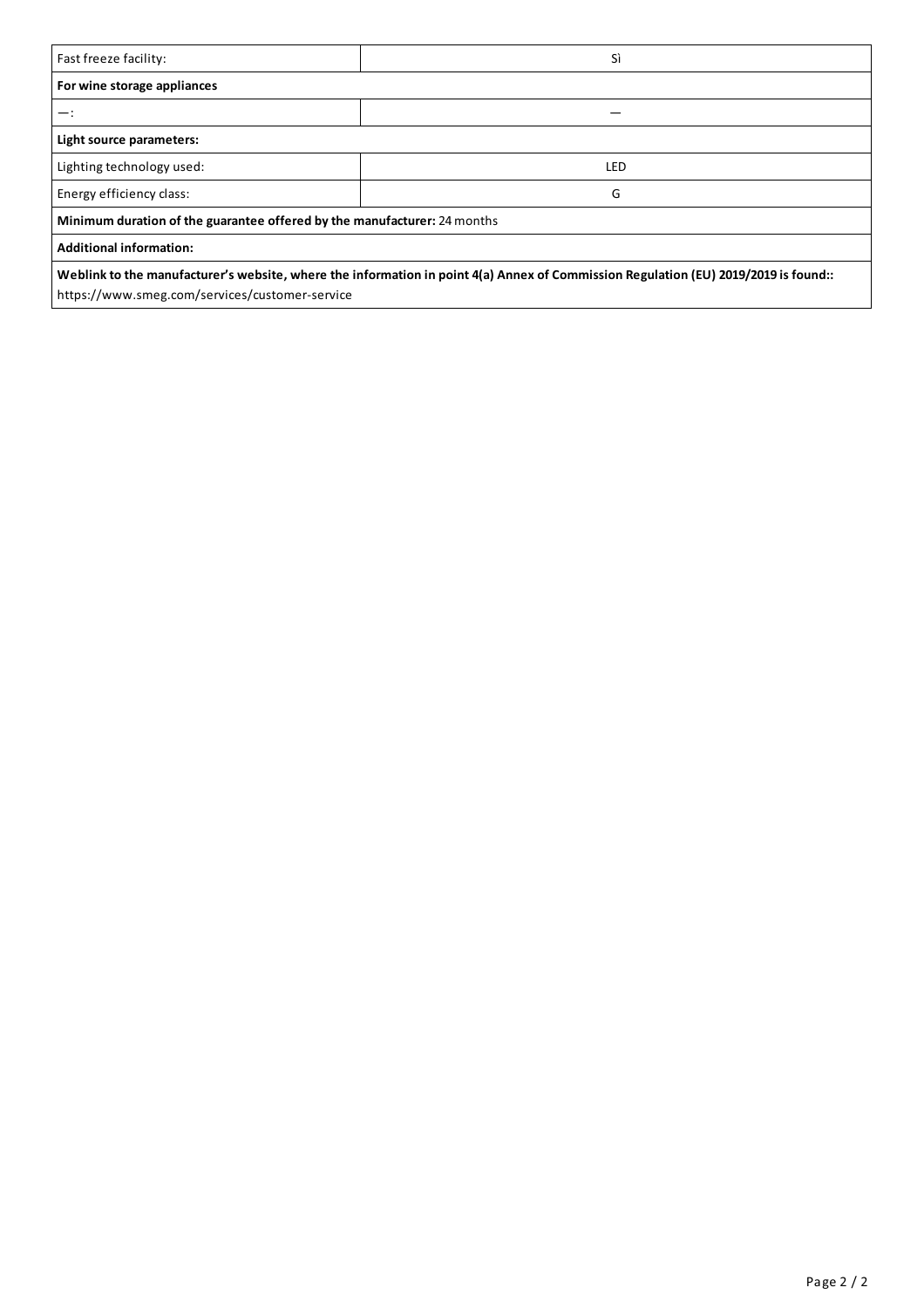| | |
|---|---|
| Fast freeze facility: | Sì |
| **For wine storage appliances** | |
| —: | — |
| **Light source parameters:** | |
| Lighting technology used: | LED |
| Energy efficiency class: | G |
| **Minimum duration of the guarantee offered by the manufacturer:** 24 months | |
| **Additional information:** | |
| **Weblink to the manufacturer's website, where the information in point 4(a) Annex of Commission Regulation (EU) 2019/2019 is found::** https://www.smeg.com/services/customer-service | |